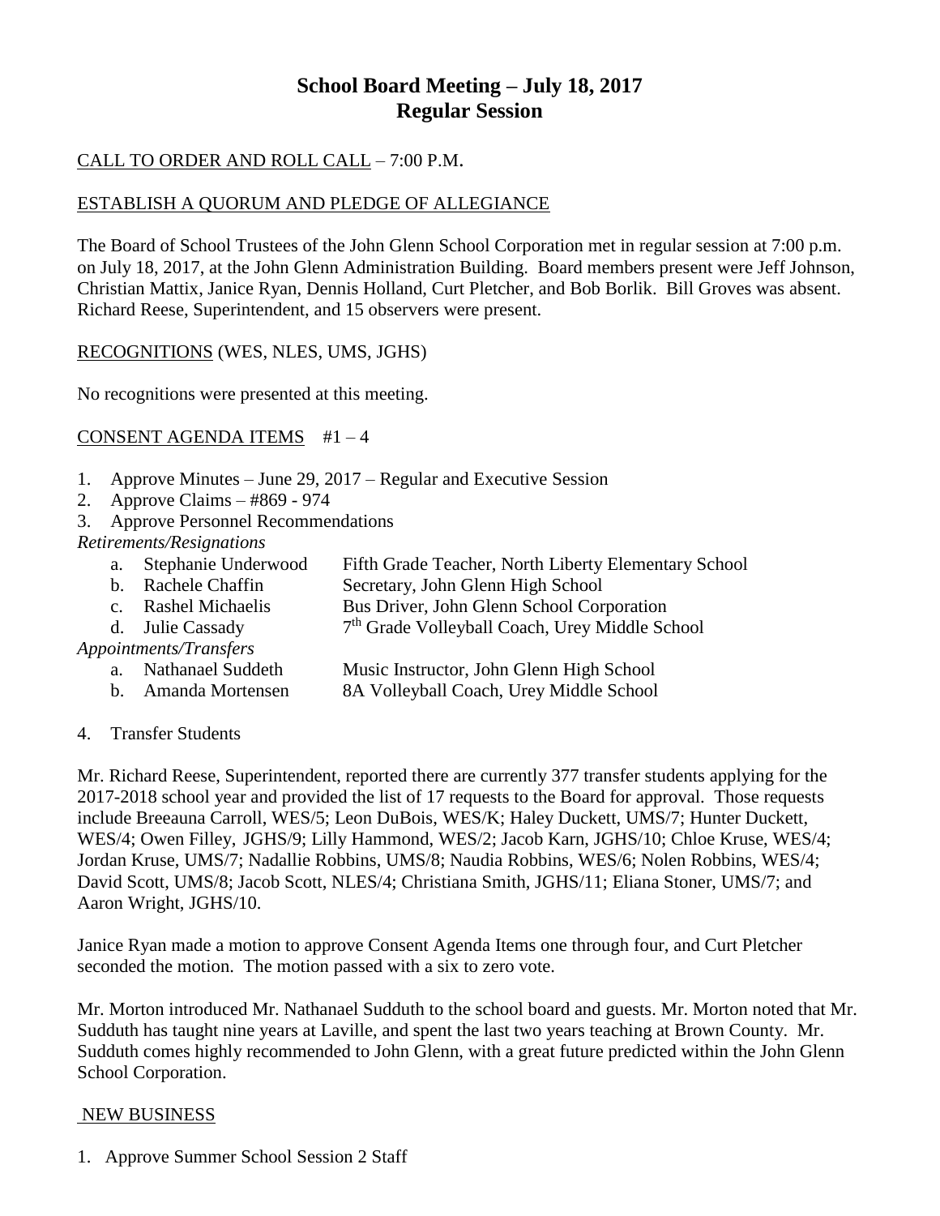# School Board Meeting – July 18, 2017
# Regular Session

CALL TO ORDER AND ROLL CALL – 7:00 P.M.

ESTABLISH A QUORUM AND PLEDGE OF ALLEGIANCE

The Board of School Trustees of the John Glenn School Corporation met in regular session at 7:00 p.m. on July 18, 2017, at the John Glenn Administration Building. Board members present were Jeff Johnson, Christian Mattix, Janice Ryan, Dennis Holland, Curt Pletcher, and Bob Borlik. Bill Groves was absent. Richard Reese, Superintendent, and 15 observers were present.

RECOGNITIONS (WES, NLES, UMS, JGHS)

No recognitions were presented at this meeting.

CONSENT AGENDA ITEMS #1 – 4

1. Approve Minutes – June 29, 2017 – Regular and Executive Session
2. Approve Claims – #869 - 974
3. Approve Personnel Recommendations

*Retirements/Resignations*

a. Stephanie Underwood — Fifth Grade Teacher, North Liberty Elementary School
b. Rachele Chaffin — Secretary, John Glenn High School
c. Rashel Michaelis — Bus Driver, John Glenn School Corporation
d. Julie Cassady — 7th Grade Volleyball Coach, Urey Middle School

*Appointments/Transfers*

a. Nathanael Suddeth — Music Instructor, John Glenn High School
b. Amanda Mortensen — 8A Volleyball Coach, Urey Middle School

4. Transfer Students

Mr. Richard Reese, Superintendent, reported there are currently 377 transfer students applying for the 2017-2018 school year and provided the list of 17 requests to the Board for approval. Those requests include Breeauna Carroll, WES/5; Leon DuBois, WES/K; Haley Duckett, UMS/7; Hunter Duckett, WES/4; Owen Filley, JGHS/9; Lilly Hammond, WES/2; Jacob Karn, JGHS/10; Chloe Kruse, WES/4; Jordan Kruse, UMS/7; Nadallie Robbins, UMS/8; Naudia Robbins, WES/6; Nolen Robbins, WES/4; David Scott, UMS/8; Jacob Scott, NLES/4; Christiana Smith, JGHS/11; Eliana Stoner, UMS/7; and Aaron Wright, JGHS/10.

Janice Ryan made a motion to approve Consent Agenda Items one through four, and Curt Pletcher seconded the motion. The motion passed with a six to zero vote.

Mr. Morton introduced Mr. Nathanael Sudduth to the school board and guests. Mr. Morton noted that Mr. Sudduth has taught nine years at Laville, and spent the last two years teaching at Brown County. Mr. Sudduth comes highly recommended to John Glenn, with a great future predicted within the John Glenn School Corporation.

NEW BUSINESS

1. Approve Summer School Session 2 Staff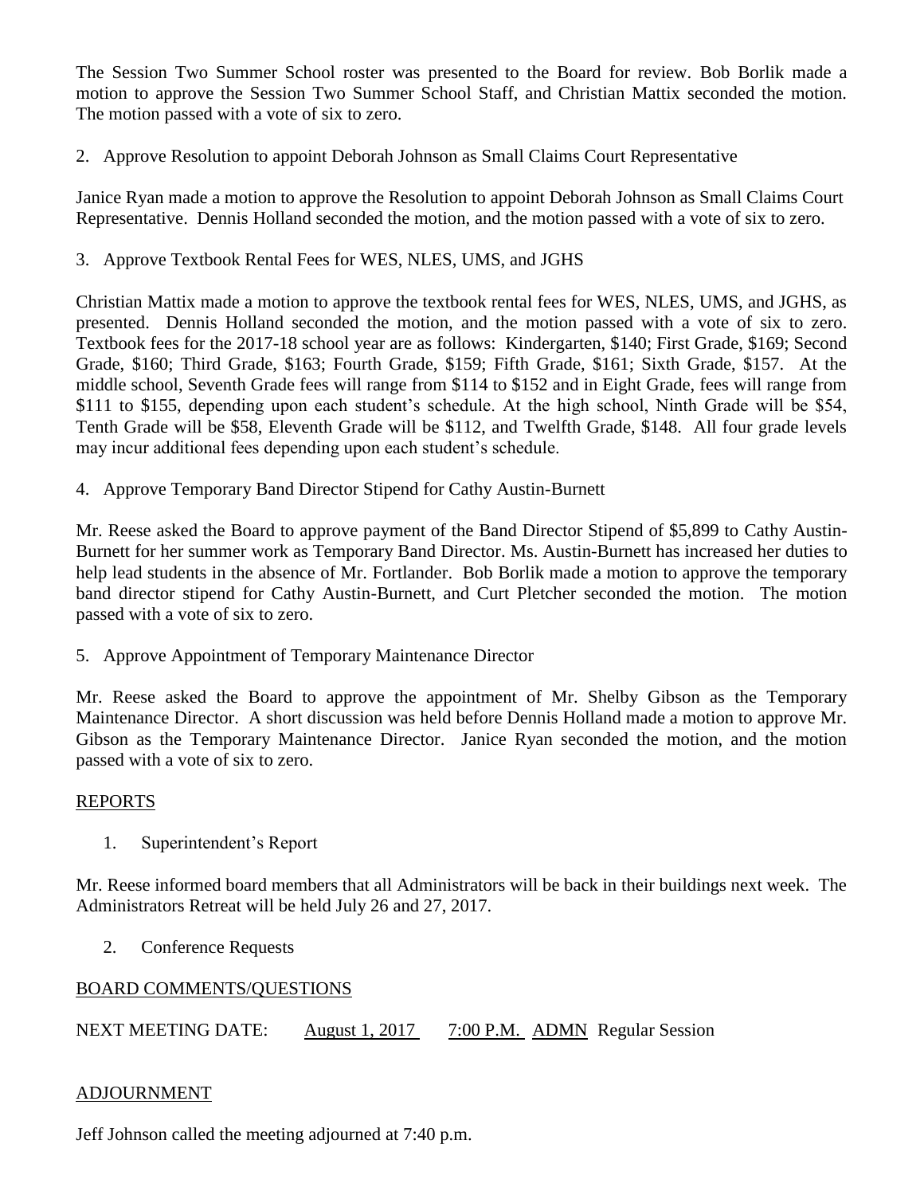The Session Two Summer School roster was presented to the Board for review. Bob Borlik made a motion to approve the Session Two Summer School Staff, and Christian Mattix seconded the motion. The motion passed with a vote of six to zero.

2. Approve Resolution to appoint Deborah Johnson as Small Claims Court Representative

Janice Ryan made a motion to approve the Resolution to appoint Deborah Johnson as Small Claims Court Representative. Dennis Holland seconded the motion, and the motion passed with a vote of six to zero.

3. Approve Textbook Rental Fees for WES, NLES, UMS, and JGHS

Christian Mattix made a motion to approve the textbook rental fees for WES, NLES, UMS, and JGHS, as presented. Dennis Holland seconded the motion, and the motion passed with a vote of six to zero. Textbook fees for the 2017-18 school year are as follows: Kindergarten, $140; First Grade, $169; Second Grade, $160; Third Grade, $163; Fourth Grade, $159; Fifth Grade, $161; Sixth Grade, $157. At the middle school, Seventh Grade fees will range from $114 to $152 and in Eight Grade, fees will range from $111 to $155, depending upon each student's schedule. At the high school, Ninth Grade will be $54, Tenth Grade will be $58, Eleventh Grade will be $112, and Twelfth Grade, $148. All four grade levels may incur additional fees depending upon each student's schedule.

4. Approve Temporary Band Director Stipend for Cathy Austin-Burnett

Mr. Reese asked the Board to approve payment of the Band Director Stipend of $5,899 to Cathy Austin-Burnett for her summer work as Temporary Band Director. Ms. Austin-Burnett has increased her duties to help lead students in the absence of Mr. Fortlander. Bob Borlik made a motion to approve the temporary band director stipend for Cathy Austin-Burnett, and Curt Pletcher seconded the motion. The motion passed with a vote of six to zero.

5. Approve Appointment of Temporary Maintenance Director

Mr. Reese asked the Board to approve the appointment of Mr. Shelby Gibson as the Temporary Maintenance Director. A short discussion was held before Dennis Holland made a motion to approve Mr. Gibson as the Temporary Maintenance Director. Janice Ryan seconded the motion, and the motion passed with a vote of six to zero.

REPORTS

1. Superintendent's Report

Mr. Reese informed board members that all Administrators will be back in their buildings next week. The Administrators Retreat will be held July 26 and 27, 2017.

2. Conference Requests

BOARD COMMENTS/QUESTIONS

NEXT MEETING DATE: August 1, 2017 7:00 P.M. ADMN Regular Session

ADJOURNMENT

Jeff Johnson called the meeting adjourned at 7:40 p.m.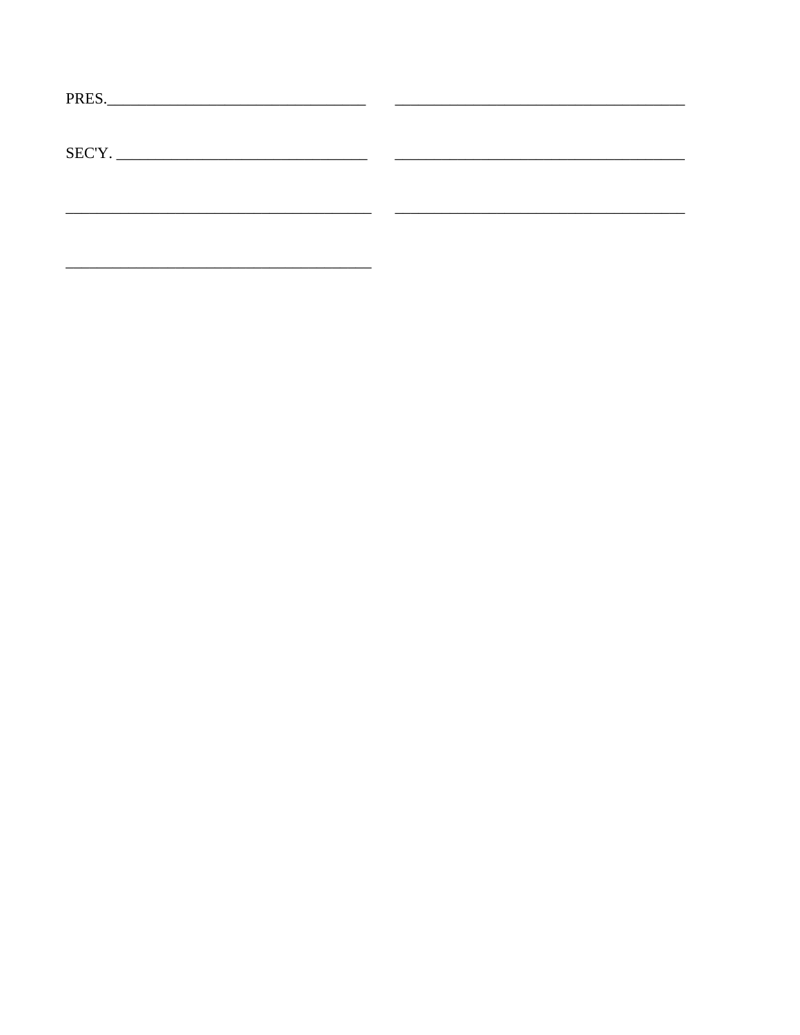PRES.__________________________________ ______________________________________

SEC'Y. _________________________________ ______________________________________

________________________________________ ______________________________________

________________________________________